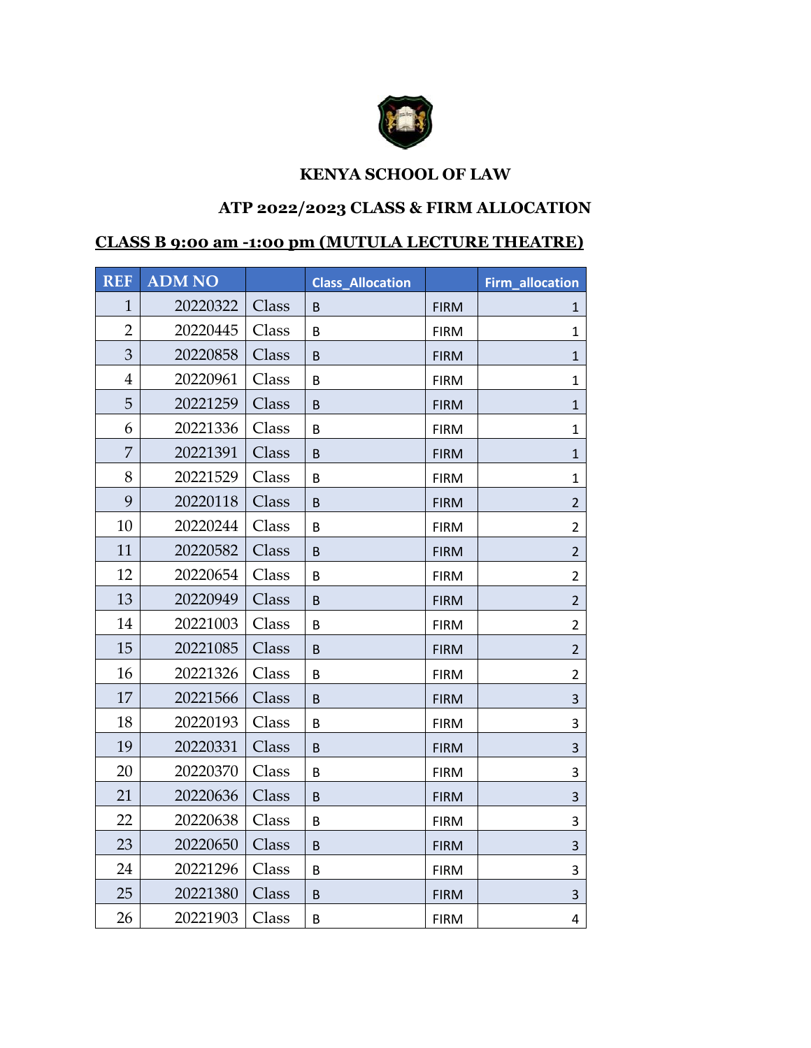**KENYA SCHOOL OF LAW**

**ATP 2022/2023 CLASS & FIRM ALLOCATION**

**CLASS B 9:00 am -1:00 pm (MUTULA LECTURE THEATRE)**

| REF | ADM NO | | Class_Allocation | | Firm_allocation |
|---|---|---|---|---|---|
| 1 | 20220322 | Class | B | FIRM | 1 |
| 2 | 20220445 | Class | B | FIRM | 1 |
| 3 | 20220858 | Class | B | FIRM | 1 |
| 4 | 20220961 | Class | B | FIRM | 1 |
| 5 | 20221259 | Class | B | FIRM | 1 |
| 6 | 20221336 | Class | B | FIRM | 1 |
| 7 | 20221391 | Class | B | FIRM | 1 |
| 8 | 20221529 | Class | B | FIRM | 1 |
| 9 | 20220118 | Class | B | FIRM | 2 |
| 10 | 20220244 | Class | B | FIRM | 2 |
| 11 | 20220582 | Class | B | FIRM | 2 |
| 12 | 20220654 | Class | B | FIRM | 2 |
| 13 | 20220949 | Class | B | FIRM | 2 |
| 14 | 20221003 | Class | B | FIRM | 2 |
| 15 | 20221085 | Class | B | FIRM | 2 |
| 16 | 20221326 | Class | B | FIRM | 2 |
| 17 | 20221566 | Class | B | FIRM | 3 |
| 18 | 20220193 | Class | B | FIRM | 3 |
| 19 | 20220331 | Class | B | FIRM | 3 |
| 20 | 20220370 | Class | B | FIRM | 3 |
| 21 | 20220636 | Class | B | FIRM | 3 |
| 22 | 20220638 | Class | B | FIRM | 3 |
| 23 | 20220650 | Class | B | FIRM | 3 |
| 24 | 20221296 | Class | B | FIRM | 3 |
| 25 | 20221380 | Class | B | FIRM | 3 |
| 26 | 20221903 | Class | B | FIRM | 4 |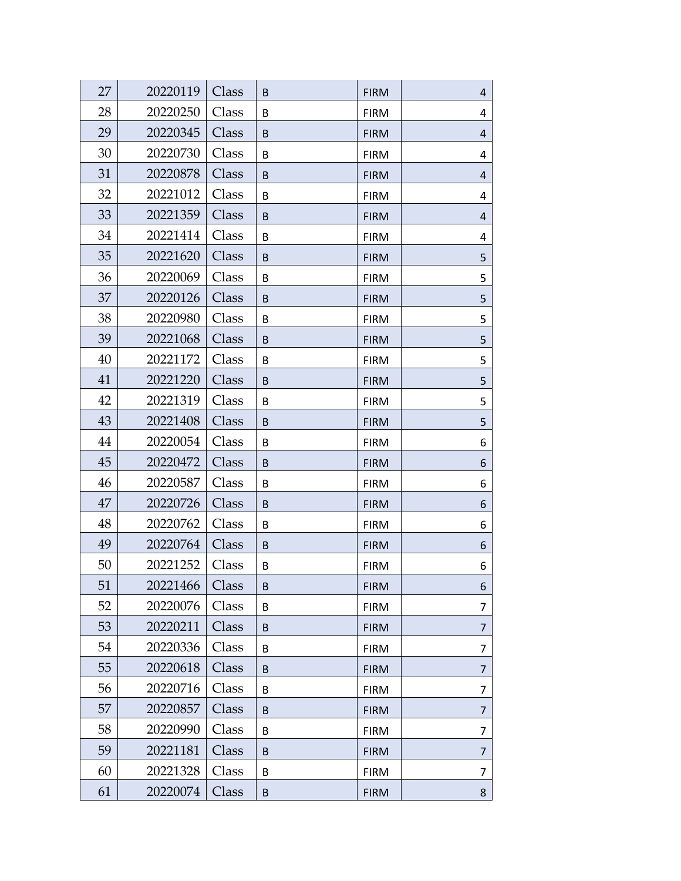| | | | | | |
|---|---|---|---|---|---|
| 27 | 20220119 | Class | B | FIRM | 4 |
| 28 | 20220250 | Class | B | FIRM | 4 |
| 29 | 20220345 | Class | B | FIRM | 4 |
| 30 | 20220730 | Class | B | FIRM | 4 |
| 31 | 20220878 | Class | B | FIRM | 4 |
| 32 | 20221012 | Class | B | FIRM | 4 |
| 33 | 20221359 | Class | B | FIRM | 4 |
| 34 | 20221414 | Class | B | FIRM | 4 |
| 35 | 20221620 | Class | B | FIRM | 5 |
| 36 | 20220069 | Class | B | FIRM | 5 |
| 37 | 20220126 | Class | B | FIRM | 5 |
| 38 | 20220980 | Class | B | FIRM | 5 |
| 39 | 20221068 | Class | B | FIRM | 5 |
| 40 | 20221172 | Class | B | FIRM | 5 |
| 41 | 20221220 | Class | B | FIRM | 5 |
| 42 | 20221319 | Class | B | FIRM | 5 |
| 43 | 20221408 | Class | B | FIRM | 5 |
| 44 | 20220054 | Class | B | FIRM | 6 |
| 45 | 20220472 | Class | B | FIRM | 6 |
| 46 | 20220587 | Class | B | FIRM | 6 |
| 47 | 20220726 | Class | B | FIRM | 6 |
| 48 | 20220762 | Class | B | FIRM | 6 |
| 49 | 20220764 | Class | B | FIRM | 6 |
| 50 | 20221252 | Class | B | FIRM | 6 |
| 51 | 20221466 | Class | B | FIRM | 6 |
| 52 | 20220076 | Class | B | FIRM | 7 |
| 53 | 20220211 | Class | B | FIRM | 7 |
| 54 | 20220336 | Class | B | FIRM | 7 |
| 55 | 20220618 | Class | B | FIRM | 7 |
| 56 | 20220716 | Class | B | FIRM | 7 |
| 57 | 20220857 | Class | B | FIRM | 7 |
| 58 | 20220990 | Class | B | FIRM | 7 |
| 59 | 20221181 | Class | B | FIRM | 7 |
| 60 | 20221328 | Class | B | FIRM | 7 |
| 61 | 20220074 | Class | B | FIRM | 8 |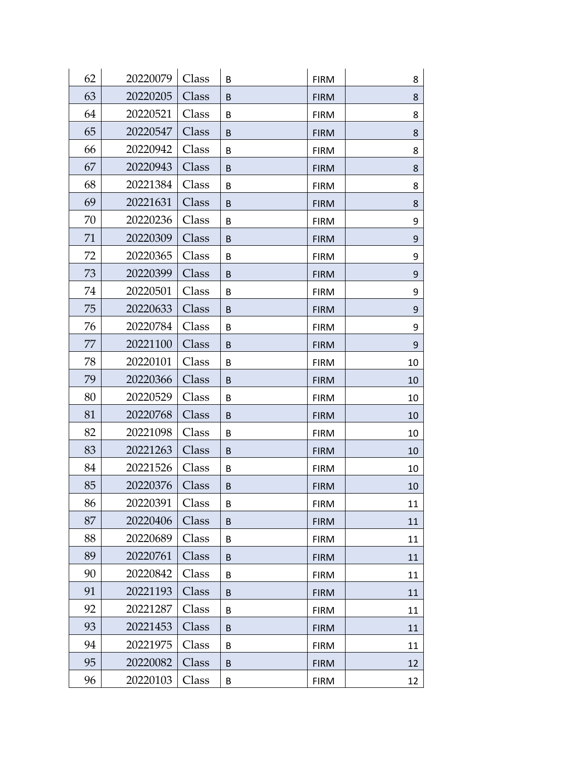| 62 | 20220079 | Class | B | FIRM | 8 |
|---|---|---|---|---|---|
| 63 | 20220205 | Class | B | FIRM | 8 |
| 64 | 20220521 | Class | B | FIRM | 8 |
| 65 | 20220547 | Class | B | FIRM | 8 |
| 66 | 20220942 | Class | B | FIRM | 8 |
| 67 | 20220943 | Class | B | FIRM | 8 |
| 68 | 20221384 | Class | B | FIRM | 8 |
| 69 | 20221631 | Class | B | FIRM | 8 |
| 70 | 20220236 | Class | B | FIRM | 9 |
| 71 | 20220309 | Class | B | FIRM | 9 |
| 72 | 20220365 | Class | B | FIRM | 9 |
| 73 | 20220399 | Class | B | FIRM | 9 |
| 74 | 20220501 | Class | B | FIRM | 9 |
| 75 | 20220633 | Class | B | FIRM | 9 |
| 76 | 20220784 | Class | B | FIRM | 9 |
| 77 | 20221100 | Class | B | FIRM | 9 |
| 78 | 20220101 | Class | B | FIRM | 10 |
| 79 | 20220366 | Class | B | FIRM | 10 |
| 80 | 20220529 | Class | B | FIRM | 10 |
| 81 | 20220768 | Class | B | FIRM | 10 |
| 82 | 20221098 | Class | B | FIRM | 10 |
| 83 | 20221263 | Class | B | FIRM | 10 |
| 84 | 20221526 | Class | B | FIRM | 10 |
| 85 | 20220376 | Class | B | FIRM | 10 |
| 86 | 20220391 | Class | B | FIRM | 11 |
| 87 | 20220406 | Class | B | FIRM | 11 |
| 88 | 20220689 | Class | B | FIRM | 11 |
| 89 | 20220761 | Class | B | FIRM | 11 |
| 90 | 20220842 | Class | B | FIRM | 11 |
| 91 | 20221193 | Class | B | FIRM | 11 |
| 92 | 20221287 | Class | B | FIRM | 11 |
| 93 | 20221453 | Class | B | FIRM | 11 |
| 94 | 20221975 | Class | B | FIRM | 11 |
| 95 | 20220082 | Class | B | FIRM | 12 |
| 96 | 20220103 | Class | B | FIRM | 12 |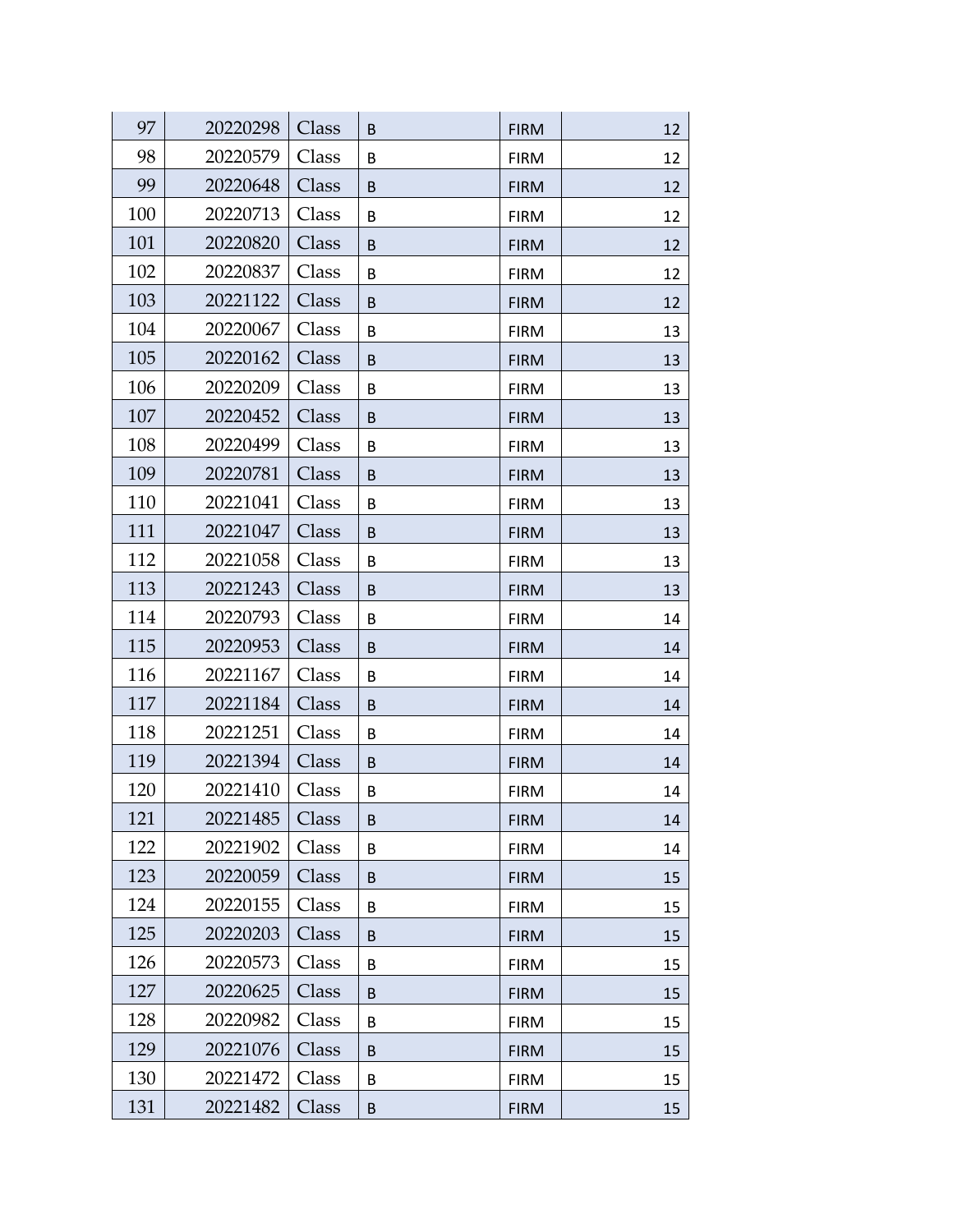| | | | | | |
|---|---|---|---|---|---|
| 97 | 20220298 | Class | B | FIRM | 12 |
| 98 | 20220579 | Class | B | FIRM | 12 |
| 99 | 20220648 | Class | B | FIRM | 12 |
| 100 | 20220713 | Class | B | FIRM | 12 |
| 101 | 20220820 | Class | B | FIRM | 12 |
| 102 | 20220837 | Class | B | FIRM | 12 |
| 103 | 20221122 | Class | B | FIRM | 12 |
| 104 | 20220067 | Class | B | FIRM | 13 |
| 105 | 20220162 | Class | B | FIRM | 13 |
| 106 | 20220209 | Class | B | FIRM | 13 |
| 107 | 20220452 | Class | B | FIRM | 13 |
| 108 | 20220499 | Class | B | FIRM | 13 |
| 109 | 20220781 | Class | B | FIRM | 13 |
| 110 | 20221041 | Class | B | FIRM | 13 |
| 111 | 20221047 | Class | B | FIRM | 13 |
| 112 | 20221058 | Class | B | FIRM | 13 |
| 113 | 20221243 | Class | B | FIRM | 13 |
| 114 | 20220793 | Class | B | FIRM | 14 |
| 115 | 20220953 | Class | B | FIRM | 14 |
| 116 | 20221167 | Class | B | FIRM | 14 |
| 117 | 20221184 | Class | B | FIRM | 14 |
| 118 | 20221251 | Class | B | FIRM | 14 |
| 119 | 20221394 | Class | B | FIRM | 14 |
| 120 | 20221410 | Class | B | FIRM | 14 |
| 121 | 20221485 | Class | B | FIRM | 14 |
| 122 | 20221902 | Class | B | FIRM | 14 |
| 123 | 20220059 | Class | B | FIRM | 15 |
| 124 | 20220155 | Class | B | FIRM | 15 |
| 125 | 20220203 | Class | B | FIRM | 15 |
| 126 | 20220573 | Class | B | FIRM | 15 |
| 127 | 20220625 | Class | B | FIRM | 15 |
| 128 | 20220982 | Class | B | FIRM | 15 |
| 129 | 20221076 | Class | B | FIRM | 15 |
| 130 | 20221472 | Class | B | FIRM | 15 |
| 131 | 20221482 | Class | B | FIRM | 15 |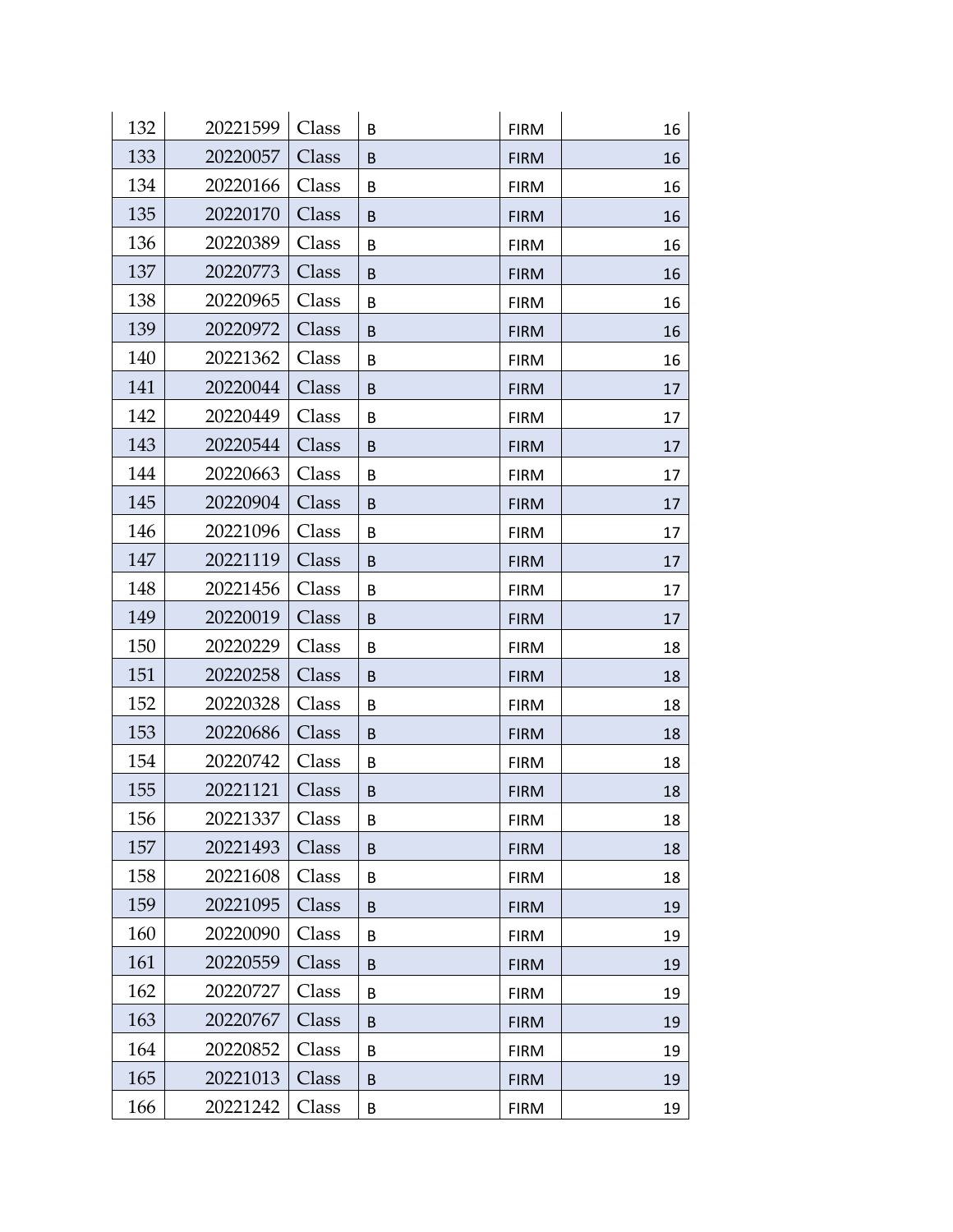| | | | | | |
|---|---|---|---|---|---|
| 132 | 20221599 | Class | B | FIRM | 16 |
| 133 | 20220057 | Class | B | FIRM | 16 |
| 134 | 20220166 | Class | B | FIRM | 16 |
| 135 | 20220170 | Class | B | FIRM | 16 |
| 136 | 20220389 | Class | B | FIRM | 16 |
| 137 | 20220773 | Class | B | FIRM | 16 |
| 138 | 20220965 | Class | B | FIRM | 16 |
| 139 | 20220972 | Class | B | FIRM | 16 |
| 140 | 20221362 | Class | B | FIRM | 16 |
| 141 | 20220044 | Class | B | FIRM | 17 |
| 142 | 20220449 | Class | B | FIRM | 17 |
| 143 | 20220544 | Class | B | FIRM | 17 |
| 144 | 20220663 | Class | B | FIRM | 17 |
| 145 | 20220904 | Class | B | FIRM | 17 |
| 146 | 20221096 | Class | B | FIRM | 17 |
| 147 | 20221119 | Class | B | FIRM | 17 |
| 148 | 20221456 | Class | B | FIRM | 17 |
| 149 | 20220019 | Class | B | FIRM | 17 |
| 150 | 20220229 | Class | B | FIRM | 18 |
| 151 | 20220258 | Class | B | FIRM | 18 |
| 152 | 20220328 | Class | B | FIRM | 18 |
| 153 | 20220686 | Class | B | FIRM | 18 |
| 154 | 20220742 | Class | B | FIRM | 18 |
| 155 | 20221121 | Class | B | FIRM | 18 |
| 156 | 20221337 | Class | B | FIRM | 18 |
| 157 | 20221493 | Class | B | FIRM | 18 |
| 158 | 20221608 | Class | B | FIRM | 18 |
| 159 | 20221095 | Class | B | FIRM | 19 |
| 160 | 20220090 | Class | B | FIRM | 19 |
| 161 | 20220559 | Class | B | FIRM | 19 |
| 162 | 20220727 | Class | B | FIRM | 19 |
| 163 | 20220767 | Class | B | FIRM | 19 |
| 164 | 20220852 | Class | B | FIRM | 19 |
| 165 | 20221013 | Class | B | FIRM | 19 |
| 166 | 20221242 | Class | B | FIRM | 19 |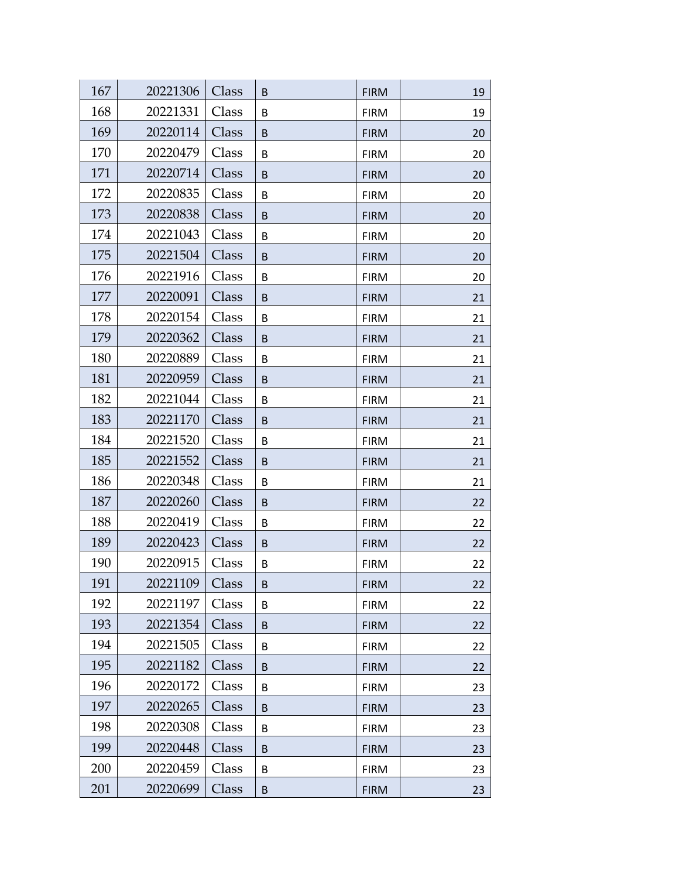| | | | | | |
|---|---|---|---|---|---|
| 167 | 20221306 | Class | B | FIRM | 19 |
| 168 | 20221331 | Class | B | FIRM | 19 |
| 169 | 20220114 | Class | B | FIRM | 20 |
| 170 | 20220479 | Class | B | FIRM | 20 |
| 171 | 20220714 | Class | B | FIRM | 20 |
| 172 | 20220835 | Class | B | FIRM | 20 |
| 173 | 20220838 | Class | B | FIRM | 20 |
| 174 | 20221043 | Class | B | FIRM | 20 |
| 175 | 20221504 | Class | B | FIRM | 20 |
| 176 | 20221916 | Class | B | FIRM | 20 |
| 177 | 20220091 | Class | B | FIRM | 21 |
| 178 | 20220154 | Class | B | FIRM | 21 |
| 179 | 20220362 | Class | B | FIRM | 21 |
| 180 | 20220889 | Class | B | FIRM | 21 |
| 181 | 20220959 | Class | B | FIRM | 21 |
| 182 | 20221044 | Class | B | FIRM | 21 |
| 183 | 20221170 | Class | B | FIRM | 21 |
| 184 | 20221520 | Class | B | FIRM | 21 |
| 185 | 20221552 | Class | B | FIRM | 21 |
| 186 | 20220348 | Class | B | FIRM | 21 |
| 187 | 20220260 | Class | B | FIRM | 22 |
| 188 | 20220419 | Class | B | FIRM | 22 |
| 189 | 20220423 | Class | B | FIRM | 22 |
| 190 | 20220915 | Class | B | FIRM | 22 |
| 191 | 20221109 | Class | B | FIRM | 22 |
| 192 | 20221197 | Class | B | FIRM | 22 |
| 193 | 20221354 | Class | B | FIRM | 22 |
| 194 | 20221505 | Class | B | FIRM | 22 |
| 195 | 20221182 | Class | B | FIRM | 22 |
| 196 | 20220172 | Class | B | FIRM | 23 |
| 197 | 20220265 | Class | B | FIRM | 23 |
| 198 | 20220308 | Class | B | FIRM | 23 |
| 199 | 20220448 | Class | B | FIRM | 23 |
| 200 | 20220459 | Class | B | FIRM | 23 |
| 201 | 20220699 | Class | B | FIRM | 23 |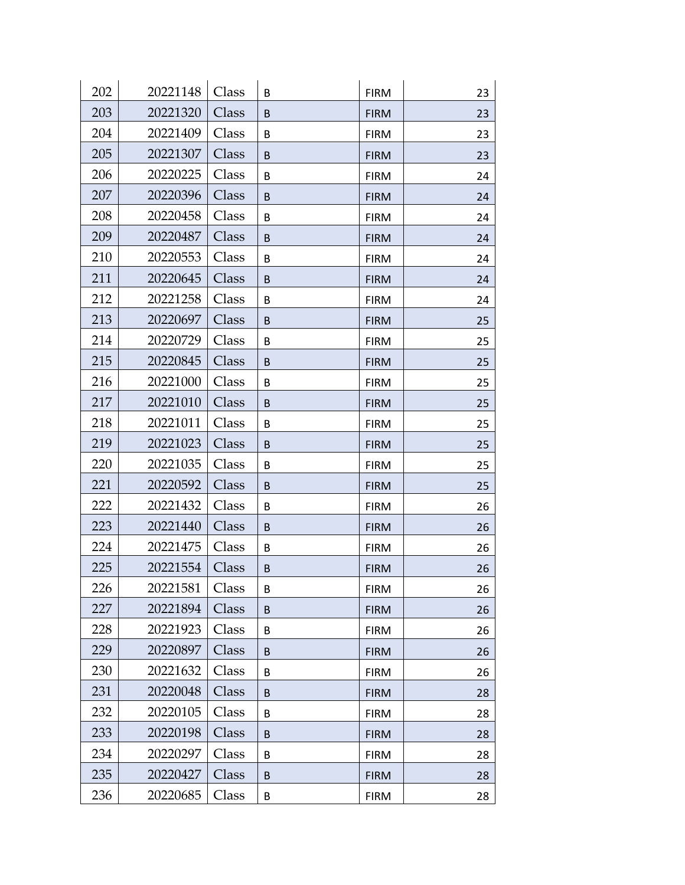| | | | | | |
|---|---|---|---|---|---|
| 202 | 20221148 | Class | B | FIRM | 23 |
| 203 | 20221320 | Class | B | FIRM | 23 |
| 204 | 20221409 | Class | B | FIRM | 23 |
| 205 | 20221307 | Class | B | FIRM | 23 |
| 206 | 20220225 | Class | B | FIRM | 24 |
| 207 | 20220396 | Class | B | FIRM | 24 |
| 208 | 20220458 | Class | B | FIRM | 24 |
| 209 | 20220487 | Class | B | FIRM | 24 |
| 210 | 20220553 | Class | B | FIRM | 24 |
| 211 | 20220645 | Class | B | FIRM | 24 |
| 212 | 20221258 | Class | B | FIRM | 24 |
| 213 | 20220697 | Class | B | FIRM | 25 |
| 214 | 20220729 | Class | B | FIRM | 25 |
| 215 | 20220845 | Class | B | FIRM | 25 |
| 216 | 20221000 | Class | B | FIRM | 25 |
| 217 | 20221010 | Class | B | FIRM | 25 |
| 218 | 20221011 | Class | B | FIRM | 25 |
| 219 | 20221023 | Class | B | FIRM | 25 |
| 220 | 20221035 | Class | B | FIRM | 25 |
| 221 | 20220592 | Class | B | FIRM | 25 |
| 222 | 20221432 | Class | B | FIRM | 26 |
| 223 | 20221440 | Class | B | FIRM | 26 |
| 224 | 20221475 | Class | B | FIRM | 26 |
| 225 | 20221554 | Class | B | FIRM | 26 |
| 226 | 20221581 | Class | B | FIRM | 26 |
| 227 | 20221894 | Class | B | FIRM | 26 |
| 228 | 20221923 | Class | B | FIRM | 26 |
| 229 | 20220897 | Class | B | FIRM | 26 |
| 230 | 20221632 | Class | B | FIRM | 26 |
| 231 | 20220048 | Class | B | FIRM | 28 |
| 232 | 20220105 | Class | B | FIRM | 28 |
| 233 | 20220198 | Class | B | FIRM | 28 |
| 234 | 20220297 | Class | B | FIRM | 28 |
| 235 | 20220427 | Class | B | FIRM | 28 |
| 236 | 20220685 | Class | B | FIRM | 28 |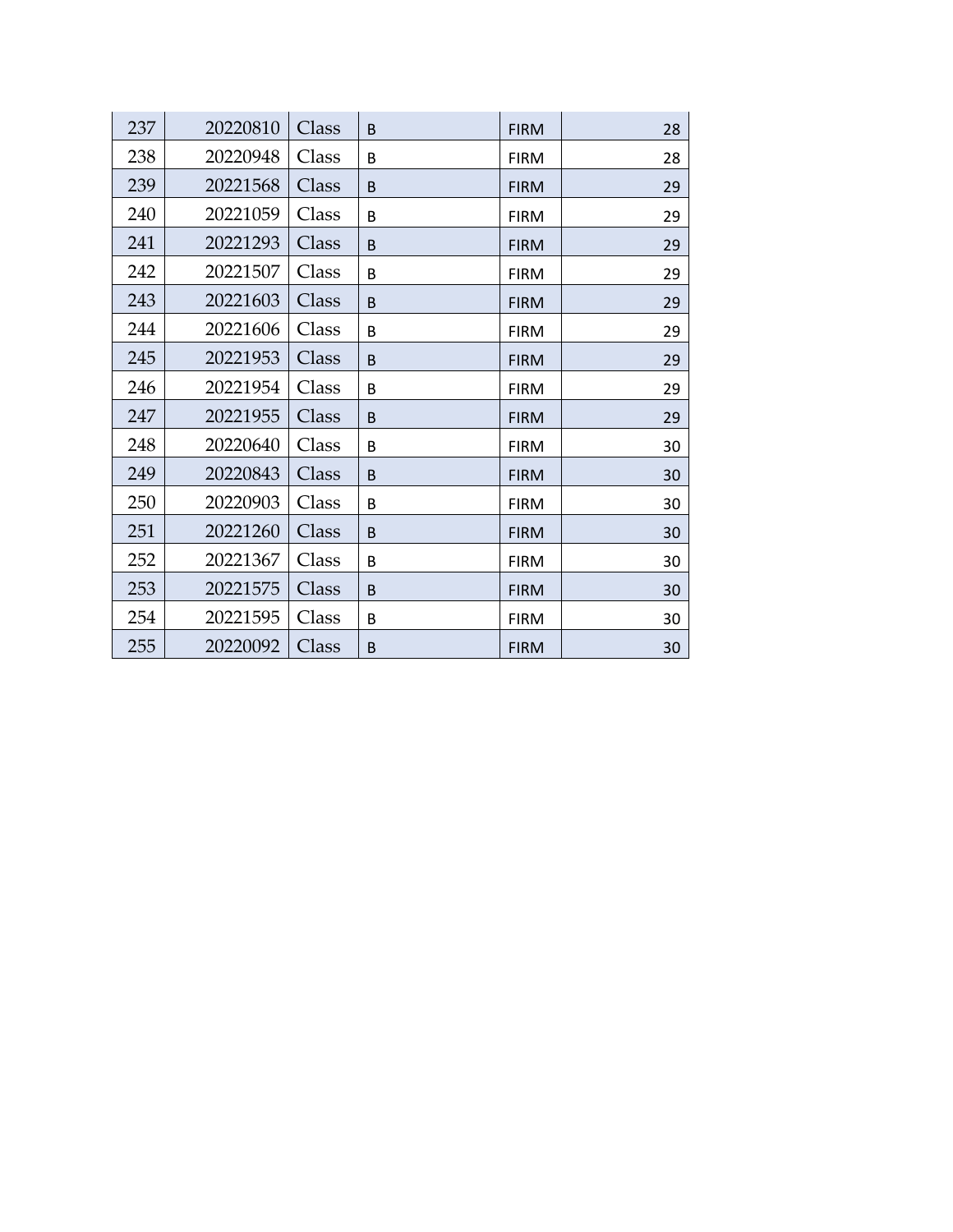| | | | | | |
|---|---|---|---|---|---|
| 237 | 20220810 | Class | B | FIRM | 28 |
| 238 | 20220948 | Class | B | FIRM | 28 |
| 239 | 20221568 | Class | B | FIRM | 29 |
| 240 | 20221059 | Class | B | FIRM | 29 |
| 241 | 20221293 | Class | B | FIRM | 29 |
| 242 | 20221507 | Class | B | FIRM | 29 |
| 243 | 20221603 | Class | B | FIRM | 29 |
| 244 | 20221606 | Class | B | FIRM | 29 |
| 245 | 20221953 | Class | B | FIRM | 29 |
| 246 | 20221954 | Class | B | FIRM | 29 |
| 247 | 20221955 | Class | B | FIRM | 29 |
| 248 | 20220640 | Class | B | FIRM | 30 |
| 249 | 20220843 | Class | B | FIRM | 30 |
| 250 | 20220903 | Class | B | FIRM | 30 |
| 251 | 20221260 | Class | B | FIRM | 30 |
| 252 | 20221367 | Class | B | FIRM | 30 |
| 253 | 20221575 | Class | B | FIRM | 30 |
| 254 | 20221595 | Class | B | FIRM | 30 |
| 255 | 20220092 | Class | B | FIRM | 30 |